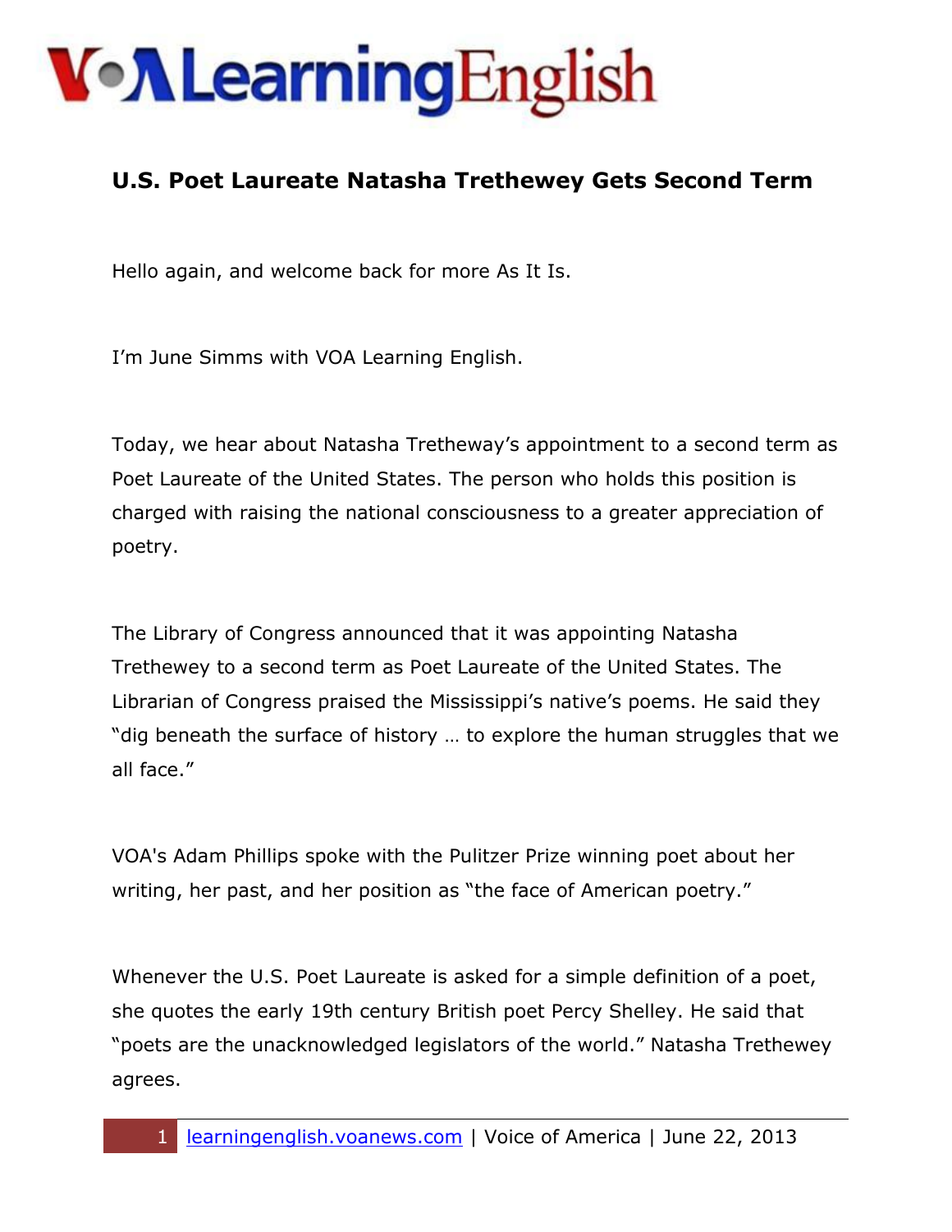# U.S. Poet Laureate Natasha Trethewey Gets Second Term

Hello again, and welcome back for more As It Is.

I'm June Simms with VOA Learning English.

Today, we hear about Natasha Tretheway's appointment to a second term as Poet Laureate of the United States. The person who holds this position is charged with raising the national consciousness to a greater appreciation of poetry.

The Library of Congress announced that it was appointing Natasha Trethewey to a second term as Poet Laureate of the United States. The Librarian of Congress praised the Mississippi's native's poems. He said they "dig beneath the surface of history … to explore the human struggles that we all face."

VOA's Adam Phillips spoke with the Pulitzer Prize winning poet about her writing, her past, and her position as "the face of American poetry."

Whenever the U.S. Poet Laureate is asked for a simple definition of a poet, she quotes the early 19th century British poet Percy Shelley. He said that "poets are the unacknowledged legislators of the world." Natasha Trethewey agrees.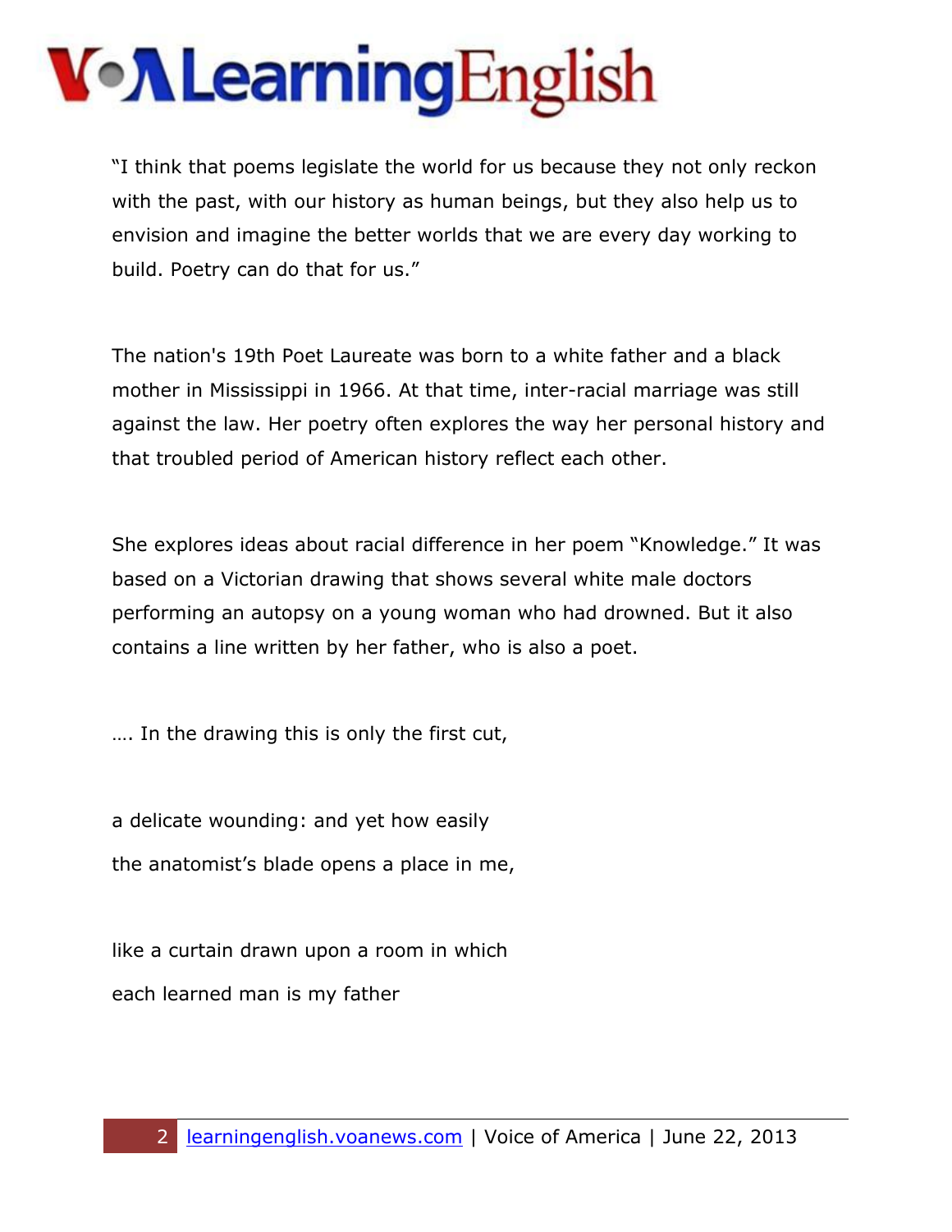"I think that poems legislate the world for us because they not only reckon with the past, with our history as human beings, but they also help us to envision and imagine the better worlds that we are every day working to build. Poetry can do that for us."

The nation's 19th Poet Laureate was born to a white father and a black mother in Mississippi in 1966. At that time, inter-racial marriage was still against the law. Her poetry often explores the way her personal history and that troubled period of American history reflect each other.

She explores ideas about racial difference in her poem "Knowledge." It was based on a Victorian drawing that shows several white male doctors performing an autopsy on a young woman who had drowned. But it also contains a line written by her father, who is also a poet.

…. In the drawing this is only the first cut,

a delicate wounding: and yet how easily
the anatomist's blade opens a place in me,

like a curtain drawn upon a room in which
each learned man is my father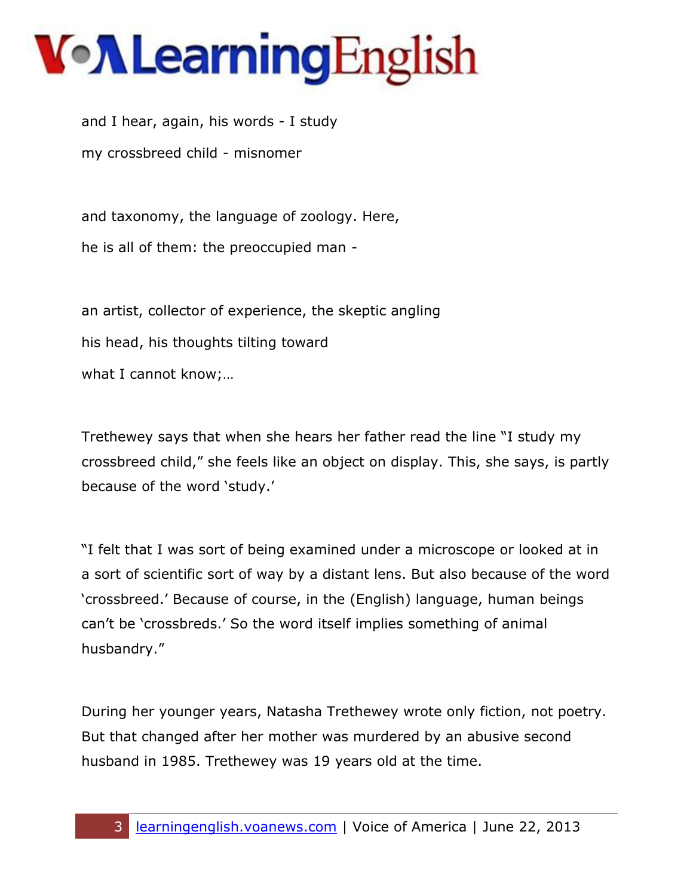and I hear, again, his words - I study

my crossbreed child - misnomer

and taxonomy, the language of zoology. Here,

he is all of them: the preoccupied man -

an artist, collector of experience, the skeptic angling

his head, his thoughts tilting toward

what I cannot know;…

Trethewey says that when she hears her father read the line "I study my crossbreed child," she feels like an object on display. This, she says, is partly because of the word 'study.'

"I felt that I was sort of being examined under a microscope or looked at in a sort of scientific sort of way by a distant lens. But also because of the word 'crossbreed.' Because of course, in the (English) language, human beings can't be 'crossbreds.' So the word itself implies something of animal husbandry."

During her younger years, Natasha Trethewey wrote only fiction, not poetry. But that changed after her mother was murdered by an abusive second husband in 1985. Trethewey was 19 years old at the time.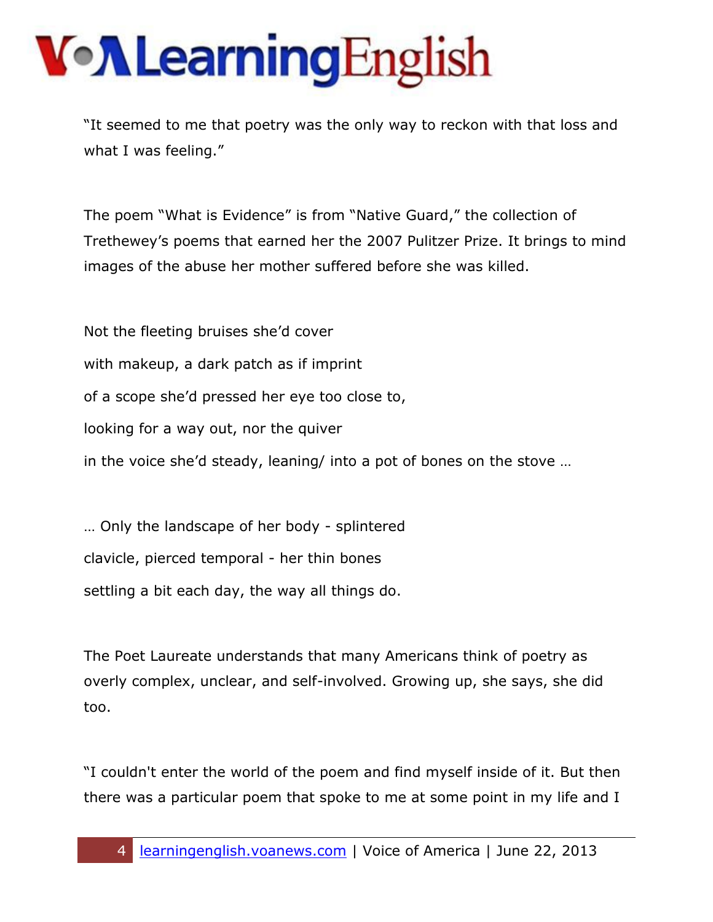"It seemed to me that poetry was the only way to reckon with that loss and what I was feeling."

The poem "What is Evidence" is from "Native Guard," the collection of Trethewey's poems that earned her the 2007 Pulitzer Prize. It brings to mind images of the abuse her mother suffered before she was killed.

Not the fleeting bruises she'd cover

with makeup, a dark patch as if imprint

of a scope she'd pressed her eye too close to,

looking for a way out, nor the quiver

in the voice she'd steady, leaning/ into a pot of bones on the stove …

… Only the landscape of her body - splintered

clavicle, pierced temporal - her thin bones

settling a bit each day, the way all things do.

The Poet Laureate understands that many Americans think of poetry as overly complex, unclear, and self-involved. Growing up, she says, she did too.

"I couldn't enter the world of the poem and find myself inside of it. But then there was a particular poem that spoke to me at some point in my life and I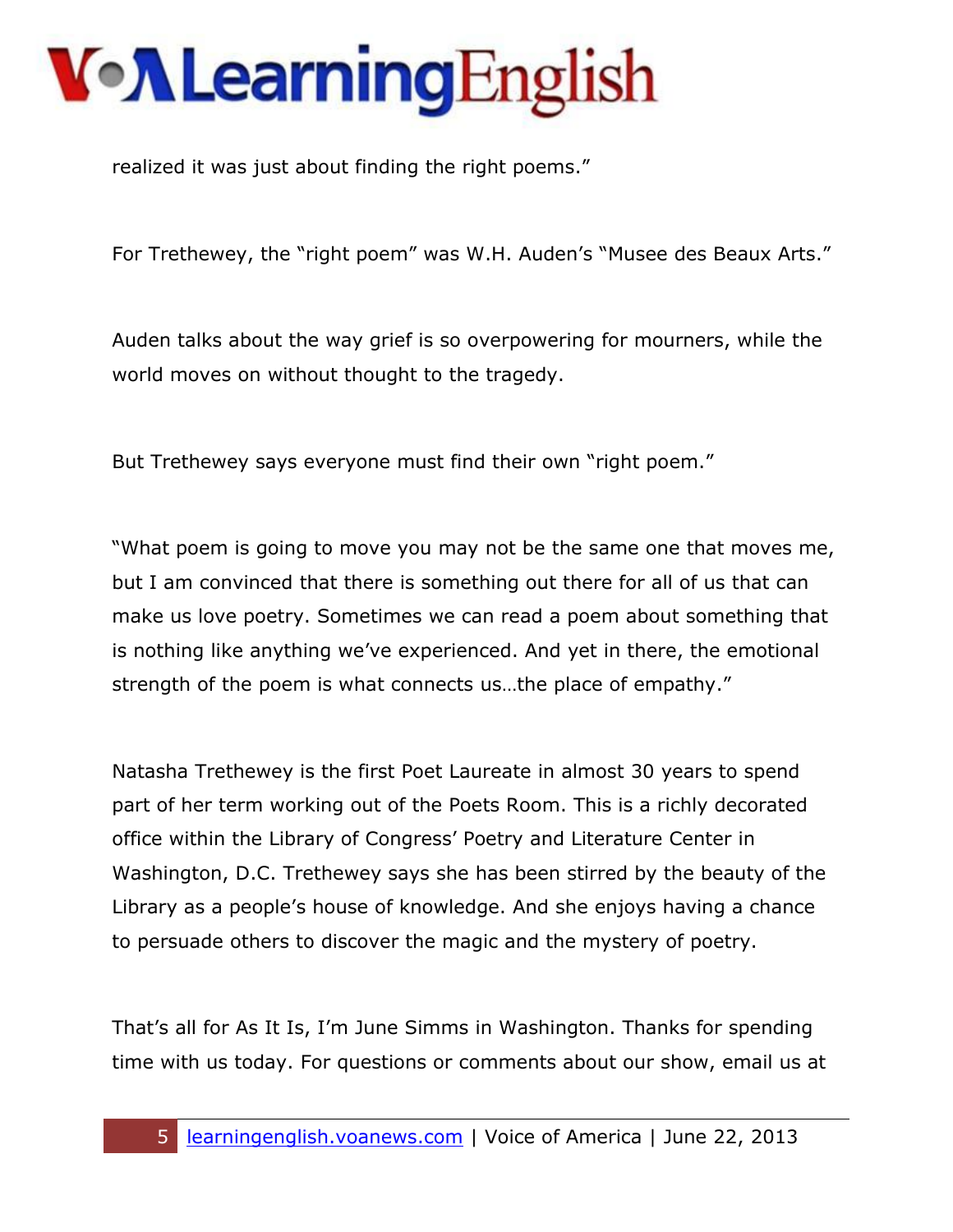realized it was just about finding the right poems."

For Trethewey, the "right poem" was W.H. Auden's "Musee des Beaux Arts."

Auden talks about the way grief is so overpowering for mourners, while the world moves on without thought to the tragedy.

But Trethewey says everyone must find their own "right poem."

"What poem is going to move you may not be the same one that moves me, but I am convinced that there is something out there for all of us that can make us love poetry. Sometimes we can read a poem about something that is nothing like anything we've experienced. And yet in there, the emotional strength of the poem is what connects us…the place of empathy."

Natasha Trethewey is the first Poet Laureate in almost 30 years to spend part of her term working out of the Poets Room. This is a richly decorated office within the Library of Congress' Poetry and Literature Center in Washington, D.C. Trethewey says she has been stirred by the beauty of the Library as a people's house of knowledge. And she enjoys having a chance to persuade others to discover the magic and the mystery of poetry.

That's all for As It Is, I'm June Simms in Washington. Thanks for spending time with us today. For questions or comments about our show, email us at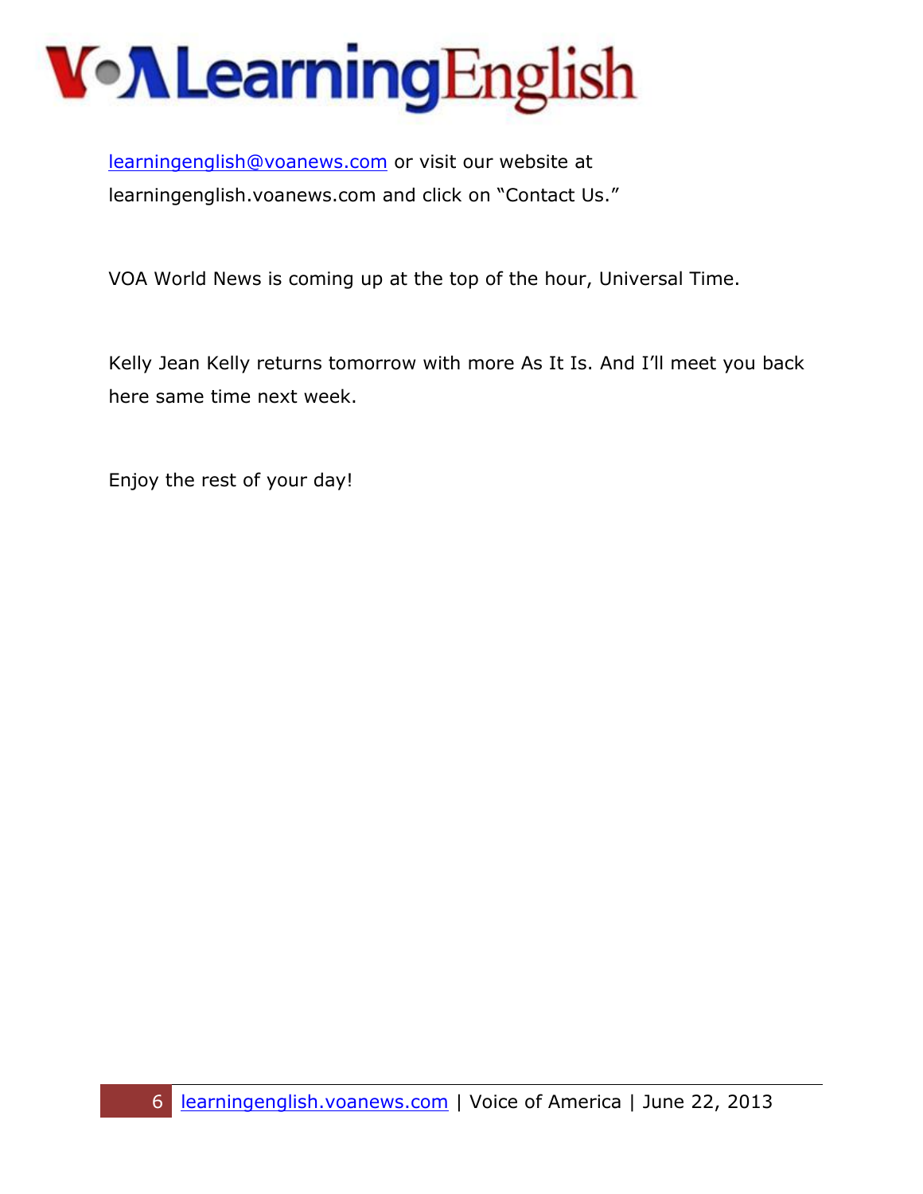learningenglish@voanews.com or visit our website at learningenglish.voanews.com and click on "Contact Us."

VOA World News is coming up at the top of the hour, Universal Time.

Kelly Jean Kelly returns tomorrow with more As It Is. And I'll meet you back here same time next week.

Enjoy the rest of your day!